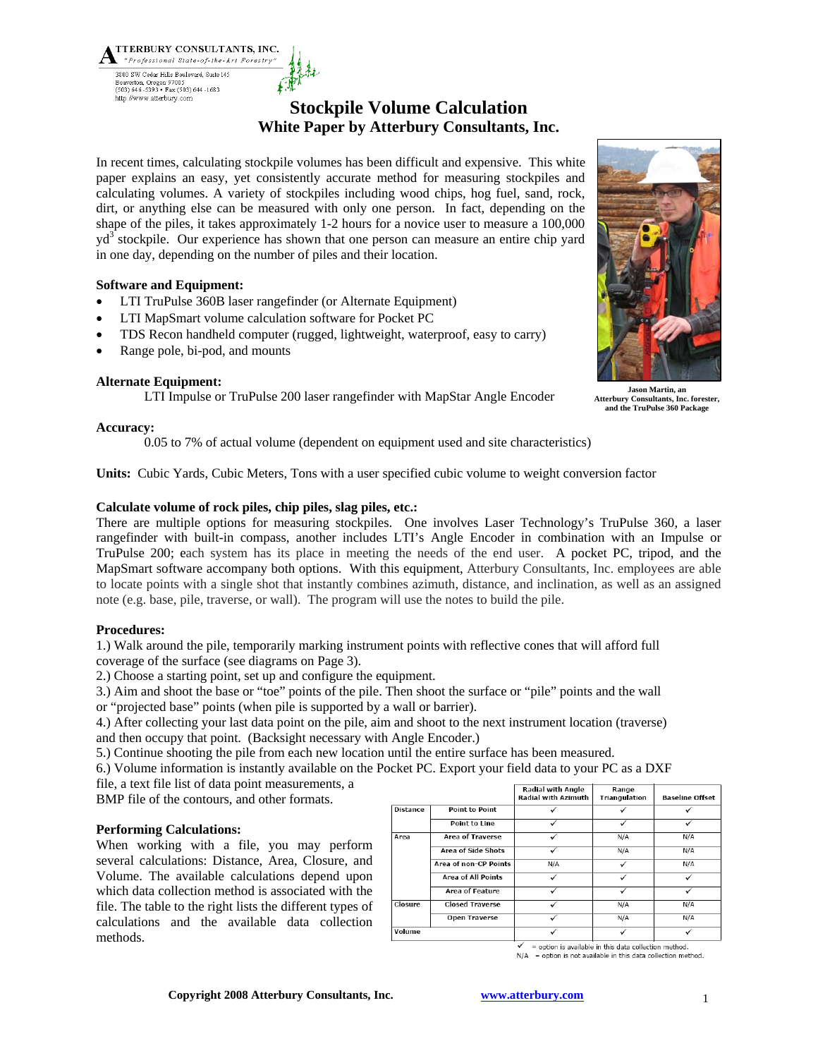ATTERBURY CONSULTANTS, INC.
*"Professional State-of-the-Art Forestry"*

3800 SW Cedar Hills Boulevard, Suite 145
Beaverton, Oregon 97005
(503) 646-5393 • Fax (503) 644-1683
http://www.atterbury.com

# Stockpile Volume Calculation

## White Paper by Atterbury Consultants, Inc.

In recent times, calculating stockpile volumes has been difficult and expensive. This white paper explains an easy, yet consistently accurate method for measuring stockpiles and calculating volumes. A variety of stockpiles including wood chips, hog fuel, sand, rock, dirt, or anything else can be measured with only one person. In fact, depending on the shape of the piles, it takes approximately 1-2 hours for a novice user to measure a 100,000 $yd^3$ stockpile. Our experience has shown that one person can measure an entire chip yard in one day, depending on the number of piles and their location.

Jason Martin, an Atterbury Consultants, Inc. forester, and the TruPulse 360 Package

**Software and Equipment:**

- LTI TruPulse 360B laser rangefinder (or Alternate Equipment)
- LTI MapSmart volume calculation software for Pocket PC
- TDS Recon handheld computer (rugged, lightweight, waterproof, easy to carry)
- Range pole, bi-pod, and mounts

**Alternate Equipment:**

LTI Impulse or TruPulse 200 laser rangefinder with MapStar Angle Encoder

**Accuracy:**

0.05 to 7% of actual volume (dependent on equipment used and site characteristics)

**Units:** Cubic Yards, Cubic Meters, Tons with a user specified cubic volume to weight conversion factor

**Calculate volume of rock piles, chip piles, slag piles, etc.:**

There are multiple options for measuring stockpiles. One involves Laser Technology's TruPulse 360, a laser rangefinder with built-in compass, another includes LTI's Angle Encoder in combination with an Impulse or TruPulse 200; each system has its place in meeting the needs of the end user. A pocket PC, tripod, and the MapSmart software accompany both options. With this equipment, Atterbury Consultants, Inc. employees are able to locate points with a single shot that instantly combines azimuth, distance, and inclination, as well as an assigned note (e.g. base, pile, traverse, or wall). The program will use the notes to build the pile.

**Procedures:**

1.) Walk around the pile, temporarily marking instrument points with reflective cones that will afford full coverage of the surface (see diagrams on Page 3).
2.) Choose a starting point, set up and configure the equipment.
3.) Aim and shoot the base or "toe" points of the pile. Then shoot the surface or "pile" points and the wall or "projected base" points (when pile is supported by a wall or barrier).
4.) After collecting your last data point on the pile, aim and shoot to the next instrument location (traverse) and then occupy that point. (Backsight necessary with Angle Encoder.)
5.) Continue shooting the pile from each new location until the entire surface has been measured.
6.) Volume information is instantly available on the Pocket PC. Export your field data to your PC as a DXF file, a text file list of data point measurements, a BMP file of the contours, and other formats.

**Performing Calculations:**

When working with a file, you may perform several calculations: Distance, Area, Closure, and Volume. The available calculations depend upon which data collection method is associated with the file. The table to the right lists the different types of calculations and the available data collection methods.

| | | Radial with Angle Radial with Azimuth | Range Triangulation | Baseline Offset |
|---|---|---|---|---|
| Distance | Point to Point | ✓ | ✓ | ✓ |
| | Point to Line | ✓ | ✓ | ✓ |
| Area | Area of Traverse | ✓ | N/A | N/A |
| | Area of Side Shots | ✓ | N/A | N/A |
| | Area of non-CP Points | N/A | ✓ | N/A |
| | Area of All Points | ✓ | ✓ | ✓ |
| | Area of Feature | ✓ | ✓ | ✓ |
| Closure | Closed Traverse | ✓ | N/A | N/A |
| | Open Traverse | ✓ | N/A | N/A |
| Volume | | ✓ | ✓ | ✓ |

✓ = option is available in this data collection method.
N/A = option is not available in this data collection method.

Copyright 2008 Atterbury Consultants, Inc. www.atterbury.com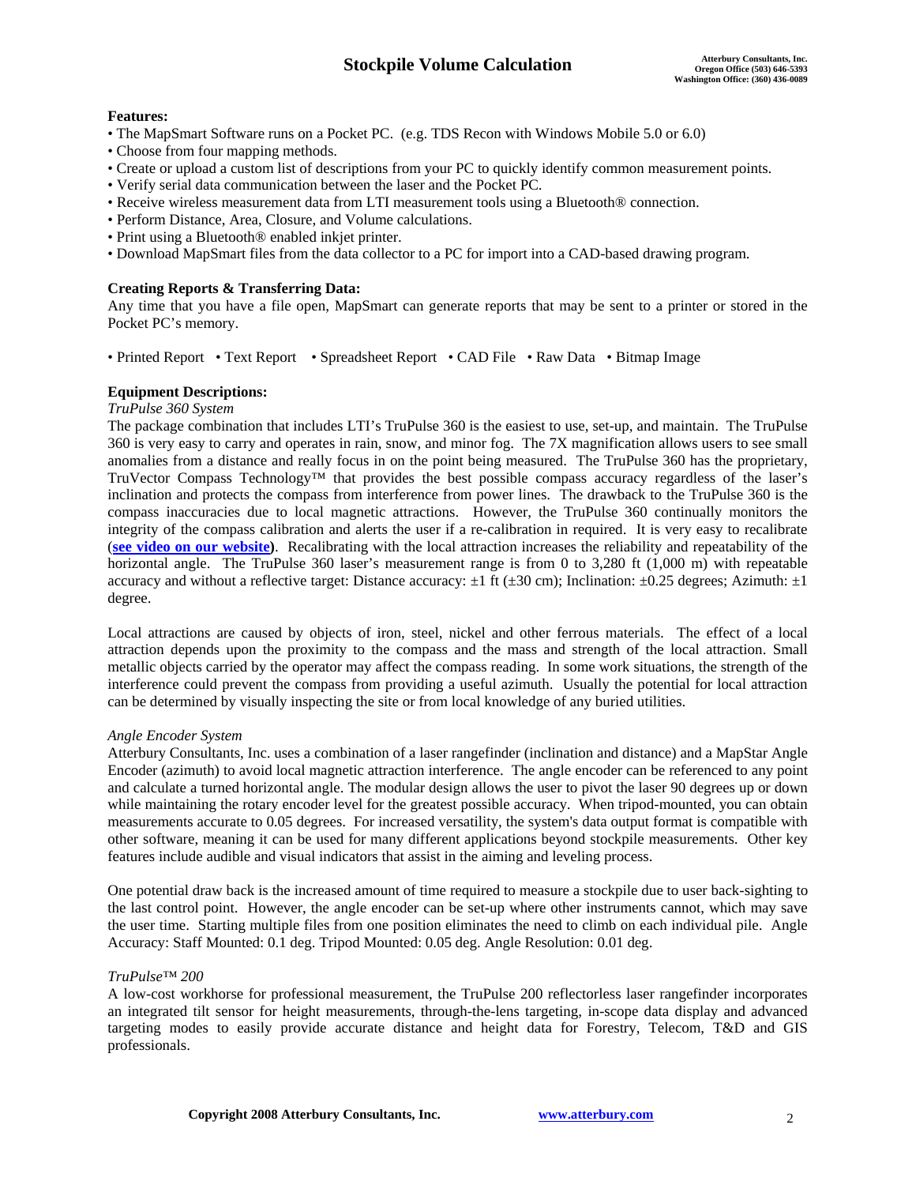**Features:**

- The MapSmart Software runs on a Pocket PC. (e.g. TDS Recon with Windows Mobile 5.0 or 6.0)
- Choose from four mapping methods.
- Create or upload a custom list of descriptions from your PC to quickly identify common measurement points.
- Verify serial data communication between the laser and the Pocket PC.
- Receive wireless measurement data from LTI measurement tools using a Bluetooth® connection.
- Perform Distance, Area, Closure, and Volume calculations.
- Print using a Bluetooth® enabled inkjet printer.
- Download MapSmart files from the data collector to a PC for import into a CAD-based drawing program.

**Creating Reports & Transferring Data:**

Any time that you have a file open, MapSmart can generate reports that may be sent to a printer or stored in the Pocket PC's memory.

• Printed Report • Text Report • Spreadsheet Report • CAD File • Raw Data • Bitmap Image

**Equipment Descriptions:**

*TruPulse 360 System*

The package combination that includes LTI's TruPulse 360 is the easiest to use, set-up, and maintain. The TruPulse 360 is very easy to carry and operates in rain, snow, and minor fog. The 7X magnification allows users to see small anomalies from a distance and really focus in on the point being measured. The TruPulse 360 has the proprietary, TruVector Compass Technology™ that provides the best possible compass accuracy regardless of the laser's inclination and protects the compass from interference from power lines. The drawback to the TruPulse 360 is the compass inaccuracies due to local magnetic attractions. However, the TruPulse 360 continually monitors the integrity of the compass calibration and alerts the user if a re-calibration in required. It is very easy to recalibrate (**see video on our website**). Recalibrating with the local attraction increases the reliability and repeatability of the horizontal angle. The TruPulse 360 laser's measurement range is from 0 to 3,280 ft (1,000 m) with repeatable accuracy and without a reflective target: Distance accuracy: ±1 ft (±30 cm); Inclination: ±0.25 degrees; Azimuth: ±1 degree.

Local attractions are caused by objects of iron, steel, nickel and other ferrous materials. The effect of a local attraction depends upon the proximity to the compass and the mass and strength of the local attraction. Small metallic objects carried by the operator may affect the compass reading. In some work situations, the strength of the interference could prevent the compass from providing a useful azimuth. Usually the potential for local attraction can be determined by visually inspecting the site or from local knowledge of any buried utilities.

*Angle Encoder System*

Atterbury Consultants, Inc. uses a combination of a laser rangefinder (inclination and distance) and a MapStar Angle Encoder (azimuth) to avoid local magnetic attraction interference. The angle encoder can be referenced to any point and calculate a turned horizontal angle. The modular design allows the user to pivot the laser 90 degrees up or down while maintaining the rotary encoder level for the greatest possible accuracy. When tripod-mounted, you can obtain measurements accurate to 0.05 degrees. For increased versatility, the system's data output format is compatible with other software, meaning it can be used for many different applications beyond stockpile measurements. Other key features include audible and visual indicators that assist in the aiming and leveling process.

One potential draw back is the increased amount of time required to measure a stockpile due to user back-sighting to the last control point. However, the angle encoder can be set-up where other instruments cannot, which may save the user time. Starting multiple files from one position eliminates the need to climb on each individual pile. Angle Accuracy: Staff Mounted: 0.1 deg. Tripod Mounted: 0.05 deg. Angle Resolution: 0.01 deg.

*TruPulse™ 200*

A low-cost workhorse for professional measurement, the TruPulse 200 reflectorless laser rangefinder incorporates an integrated tilt sensor for height measurements, through-the-lens targeting, in-scope data display and advanced targeting modes to easily provide accurate distance and height data for Forestry, Telecom, T&D and GIS professionals.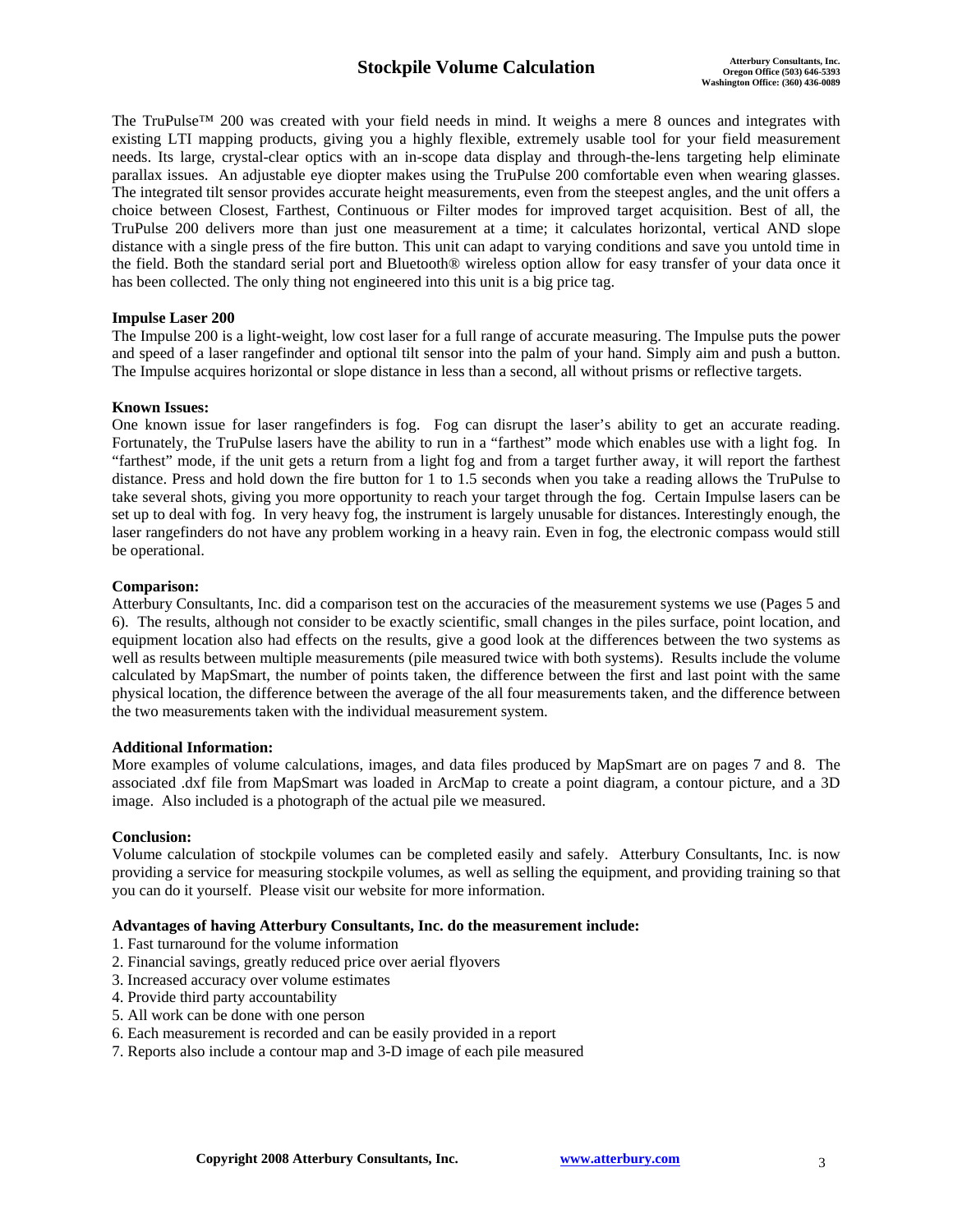The TruPulse™ 200 was created with your field needs in mind. It weighs a mere 8 ounces and integrates with existing LTI mapping products, giving you a highly flexible, extremely usable tool for your field measurement needs. Its large, crystal-clear optics with an in-scope data display and through-the-lens targeting help eliminate parallax issues. An adjustable eye diopter makes using the TruPulse 200 comfortable even when wearing glasses. The integrated tilt sensor provides accurate height measurements, even from the steepest angles, and the unit offers a choice between Closest, Farthest, Continuous or Filter modes for improved target acquisition. Best of all, the TruPulse 200 delivers more than just one measurement at a time; it calculates horizontal, vertical AND slope distance with a single press of the fire button. This unit can adapt to varying conditions and save you untold time in the field. Both the standard serial port and Bluetooth® wireless option allow for easy transfer of your data once it has been collected. The only thing not engineered into this unit is a big price tag.

**Impulse Laser 200**

The Impulse 200 is a light-weight, low cost laser for a full range of accurate measuring. The Impulse puts the power and speed of a laser rangefinder and optional tilt sensor into the palm of your hand. Simply aim and push a button. The Impulse acquires horizontal or slope distance in less than a second, all without prisms or reflective targets.

**Known Issues:**

One known issue for laser rangefinders is fog. Fog can disrupt the laser's ability to get an accurate reading. Fortunately, the TruPulse lasers have the ability to run in a "farthest" mode which enables use with a light fog. In "farthest" mode, if the unit gets a return from a light fog and from a target further away, it will report the farthest distance. Press and hold down the fire button for 1 to 1.5 seconds when you take a reading allows the TruPulse to take several shots, giving you more opportunity to reach your target through the fog. Certain Impulse lasers can be set up to deal with fog. In very heavy fog, the instrument is largely unusable for distances. Interestingly enough, the laser rangefinders do not have any problem working in a heavy rain. Even in fog, the electronic compass would still be operational.

**Comparison:**

Atterbury Consultants, Inc. did a comparison test on the accuracies of the measurement systems we use (Pages 5 and 6). The results, although not consider to be exactly scientific, small changes in the piles surface, point location, and equipment location also had effects on the results, give a good look at the differences between the two systems as well as results between multiple measurements (pile measured twice with both systems). Results include the volume calculated by MapSmart, the number of points taken, the difference between the first and last point with the same physical location, the difference between the average of the all four measurements taken, and the difference between the two measurements taken with the individual measurement system.

**Additional Information:**

More examples of volume calculations, images, and data files produced by MapSmart are on pages 7 and 8. The associated .dxf file from MapSmart was loaded in ArcMap to create a point diagram, a contour picture, and a 3D image. Also included is a photograph of the actual pile we measured.

**Conclusion:**

Volume calculation of stockpile volumes can be completed easily and safely. Atterbury Consultants, Inc. is now providing a service for measuring stockpile volumes, as well as selling the equipment, and providing training so that you can do it yourself. Please visit our website for more information.

**Advantages of having Atterbury Consultants, Inc. do the measurement include:**

1. Fast turnaround for the volume information
2. Financial savings, greatly reduced price over aerial flyovers
3. Increased accuracy over volume estimates
4. Provide third party accountability
5. All work can be done with one person
6. Each measurement is recorded and can be easily provided in a report
7. Reports also include a contour map and 3-D image of each pile measured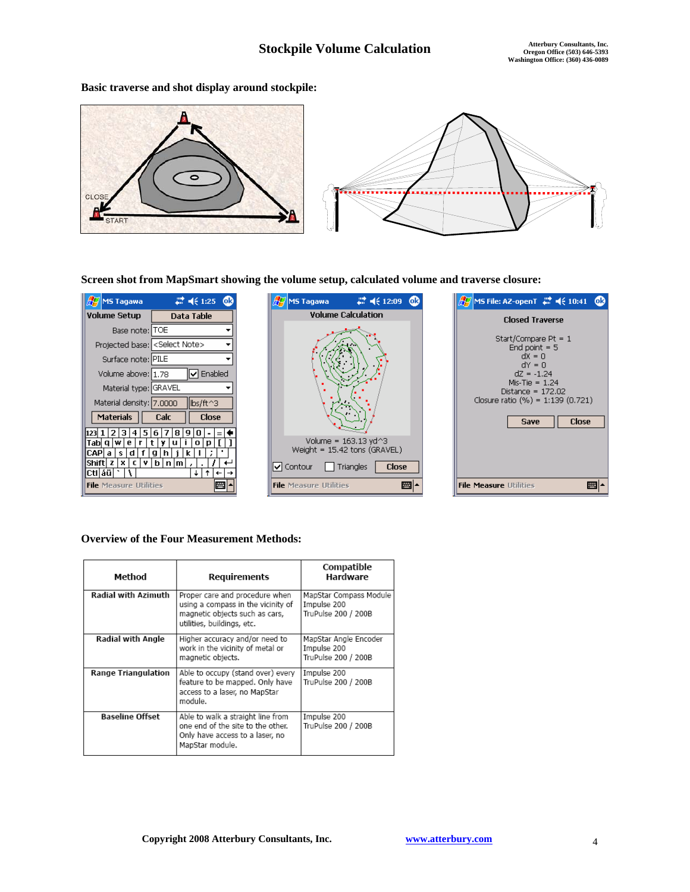**Basic traverse and shot display around stockpile:**

**Screen shot from MapSmart showing the volume setup, calculated volume and traverse closure:**

**Overview of the Four Measurement Methods:**

| Method | Requirements | Compatible Hardware |
|---|---|---|
| **Radial with Azimuth** | Proper care and procedure when using a compass in the vicinity of magnetic objects such as cars, utilities, buildings, etc. | MapStar Compass Module<br>Impulse 200<br>TruPulse 200 / 200B |
| **Radial with Angle** | Higher accuracy and/or need to work in the vicinity of metal or magnetic objects. | MapStar Angle Encoder<br>Impulse 200<br>TruPulse 200 / 200B |
| **Range Triangulation** | Able to occupy (stand over) every feature to be mapped. Only have access to a laser, no MapStar module. | Impulse 200<br>TruPulse 200 / 200B |
| **Baseline Offset** | Able to walk a straight line from one end of the site to the other. Only have access to a laser, no MapStar module. | Impulse 200<br>TruPulse 200 / 200B |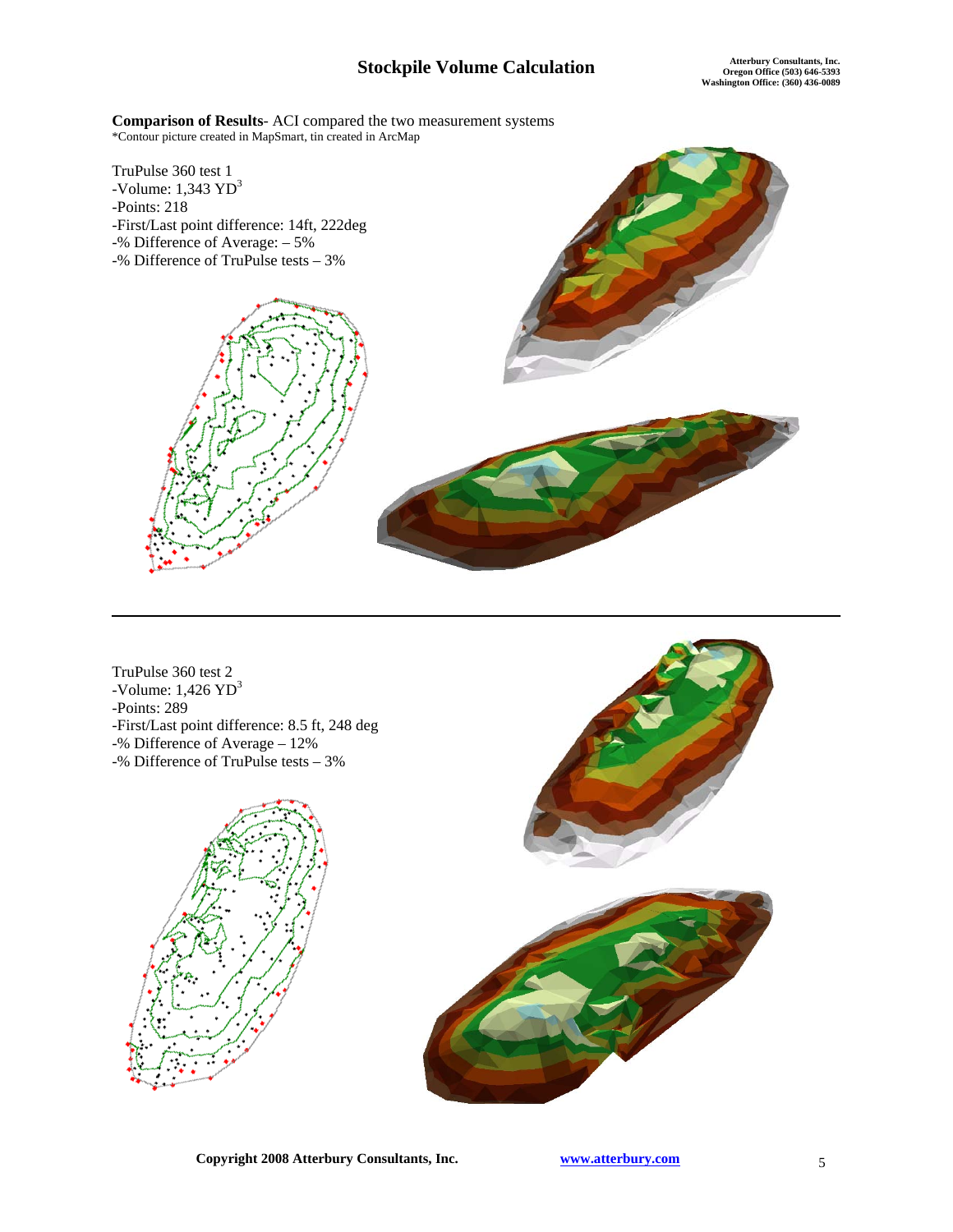**Comparison of Results**- ACI compared the two measurement systems
*Contour picture created in MapSmart, tin created in ArcMap

TruPulse 360 test 1
-Volume: 1,343 $YD^3$
-Points: 218
-First/Last point difference: 14ft, 222deg
-% Difference of Average: – 5%
-% Difference of TruPulse tests – 3%

---

TruPulse 360 test 2
-Volume: 1,426 $YD^3$
-Points: 289
-First/Last point difference: 8.5 ft, 248 deg
-% Difference of Average – 12%
-% Difference of TruPulse tests – 3%

**Copyright 2008 Atterbury Consultants, Inc.** www.atterbury.com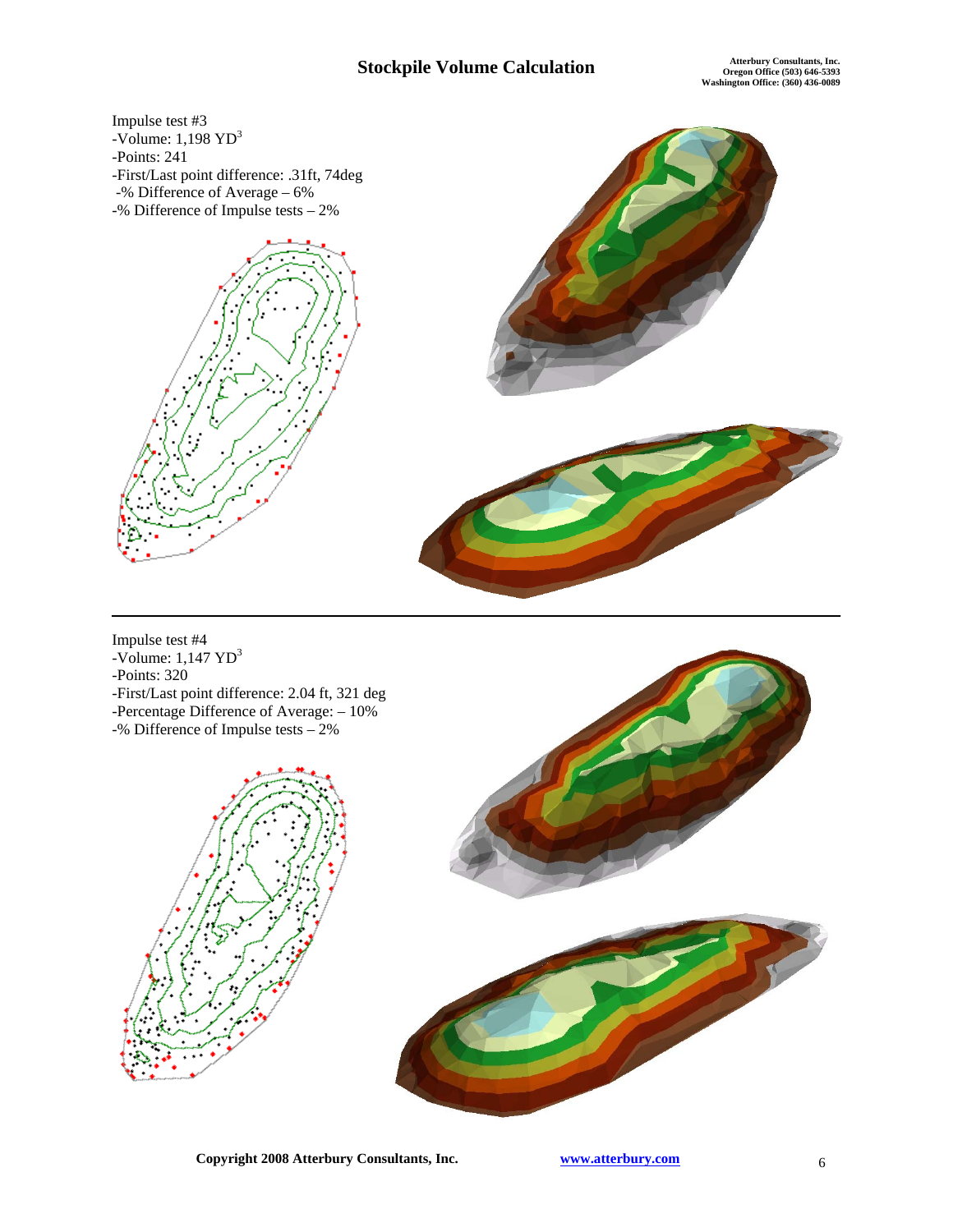Impulse test #3
- Volume: 1,198 $YD^3$
- Points: 241
- First/Last point difference: .31ft, 74deg
- % Difference of Average – 6%
- % Difference of Impulse tests – 2%

Impulse test #4
- Volume: 1,147 $YD^3$
- Points: 320
- First/Last point difference: 2.04 ft, 321 deg
- Percentage Difference of Average: – 10%
- % Difference of Impulse tests – 2%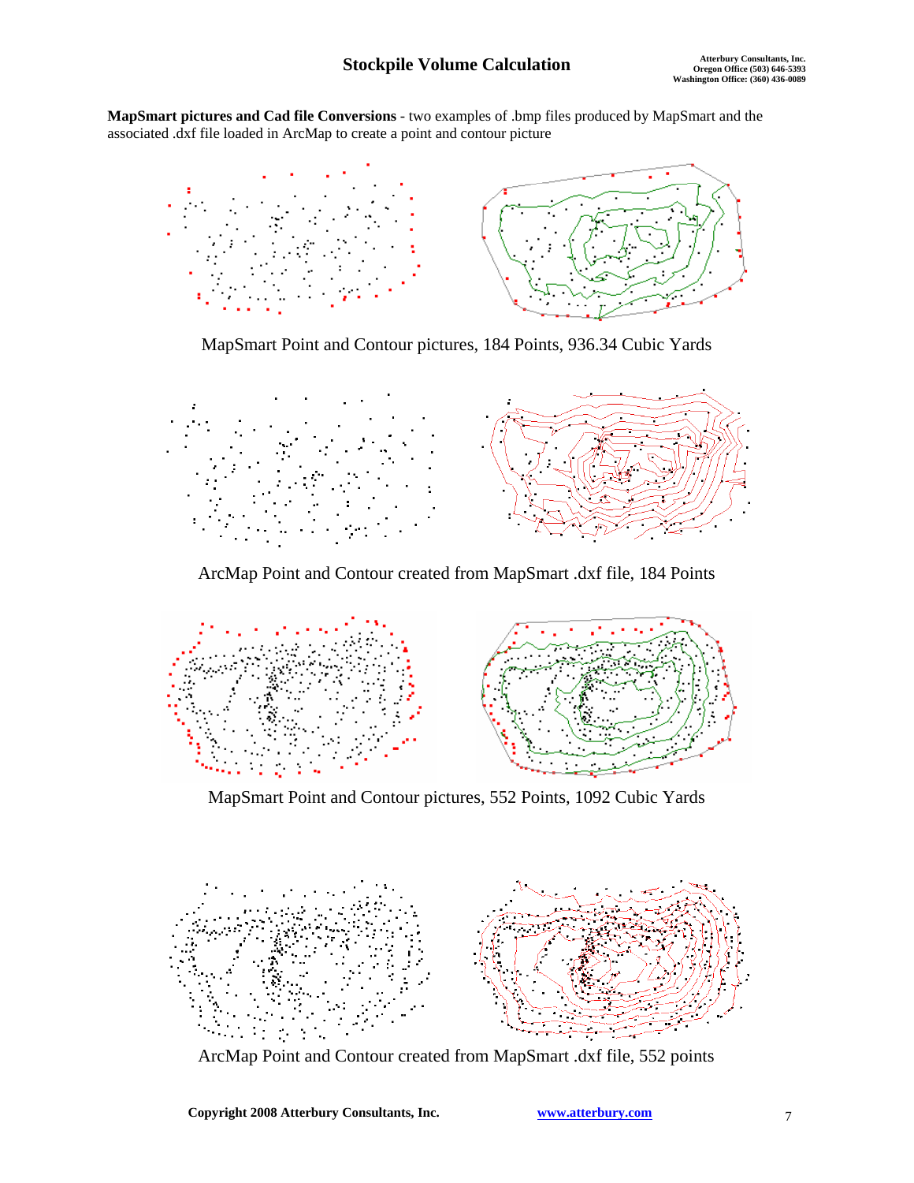**MapSmart pictures and Cad file Conversions** - two examples of .bmp files produced by MapSmart and the associated .dxf file loaded in ArcMap to create a point and contour picture

MapSmart Point and Contour pictures, 184 Points, 936.34 Cubic Yards

ArcMap Point and Contour created from MapSmart .dxf file, 184 Points

MapSmart Point and Contour pictures, 552 Points, 1092 Cubic Yards

ArcMap Point and Contour created from MapSmart .dxf file, 552 points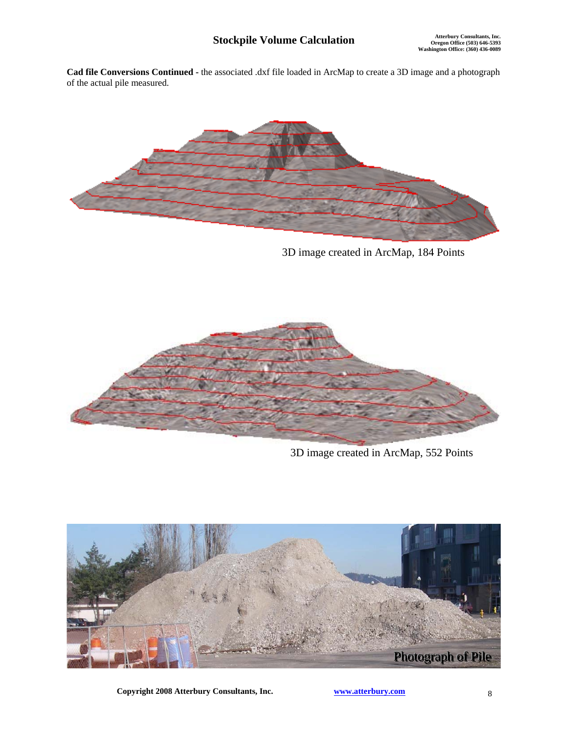**Cad file Conversions Continued** - the associated .dxf file loaded in ArcMap to create a 3D image and a photograph of the actual pile measured.

3D image created in ArcMap, 184 Points

3D image created in ArcMap, 552 Points

Photograph of Pile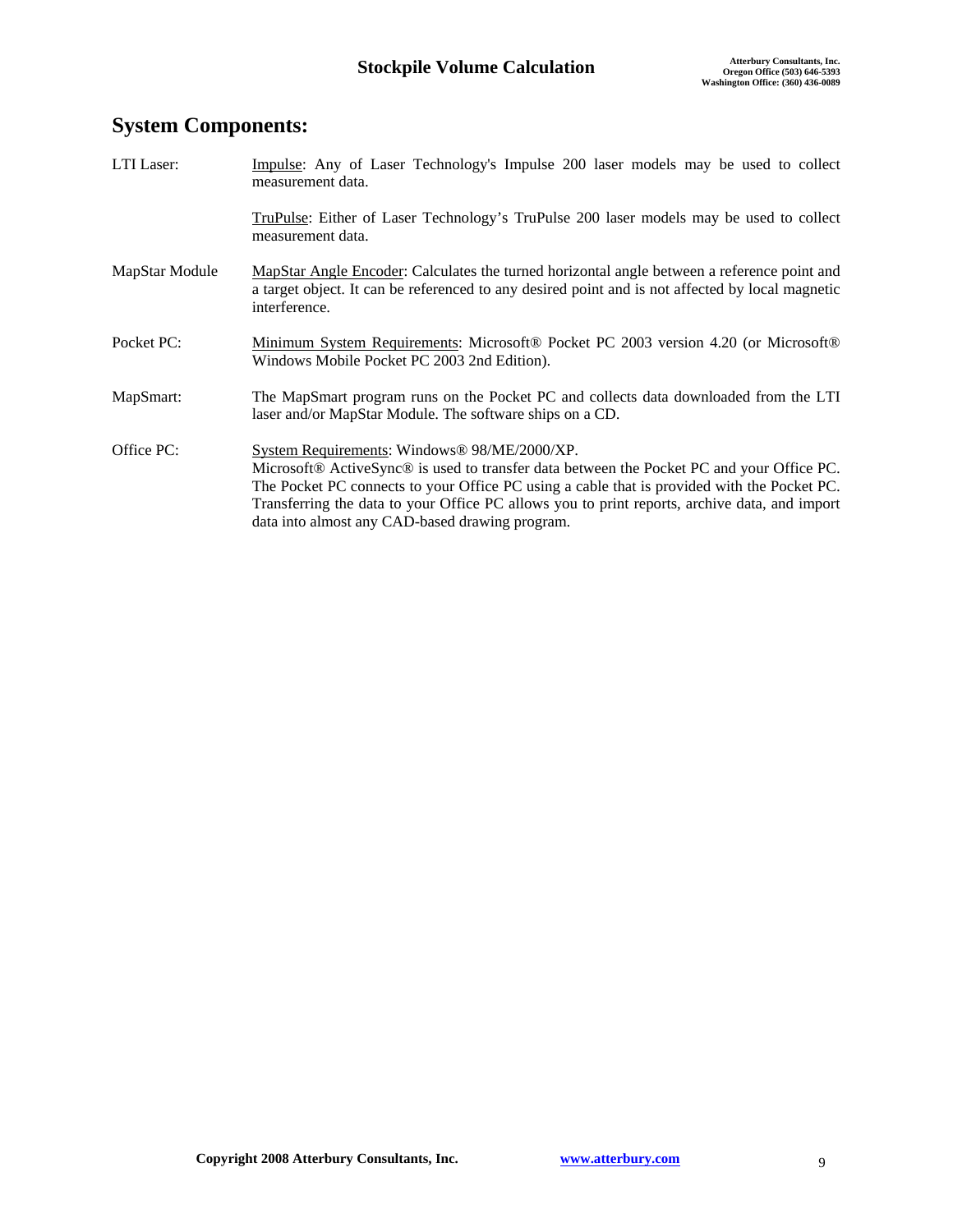## System Components:

| | |
|---|---|
| LTI Laser: | Impulse: Any of Laser Technology's Impulse 200 laser models may be used to collect measurement data.<br><br>TruPulse: Either of Laser Technology's TruPulse 200 laser models may be used to collect measurement data. |
| MapStar Module | MapStar Angle Encoder: Calculates the turned horizontal angle between a reference point and a target object. It can be referenced to any desired point and is not affected by local magnetic interference. |
| Pocket PC: | Minimum System Requirements: Microsoft® Pocket PC 2003 version 4.20 (or Microsoft® Windows Mobile Pocket PC 2003 2nd Edition). |
| MapSmart: | The MapSmart program runs on the Pocket PC and collects data downloaded from the LTI laser and/or MapStar Module. The software ships on a CD. |
| Office PC: | System Requirements: Windows® 98/ME/2000/XP.<br>Microsoft® ActiveSync® is used to transfer data between the Pocket PC and your Office PC. The Pocket PC connects to your Office PC using a cable that is provided with the Pocket PC. Transferring the data to your Office PC allows you to print reports, archive data, and import data into almost any CAD-based drawing program. |